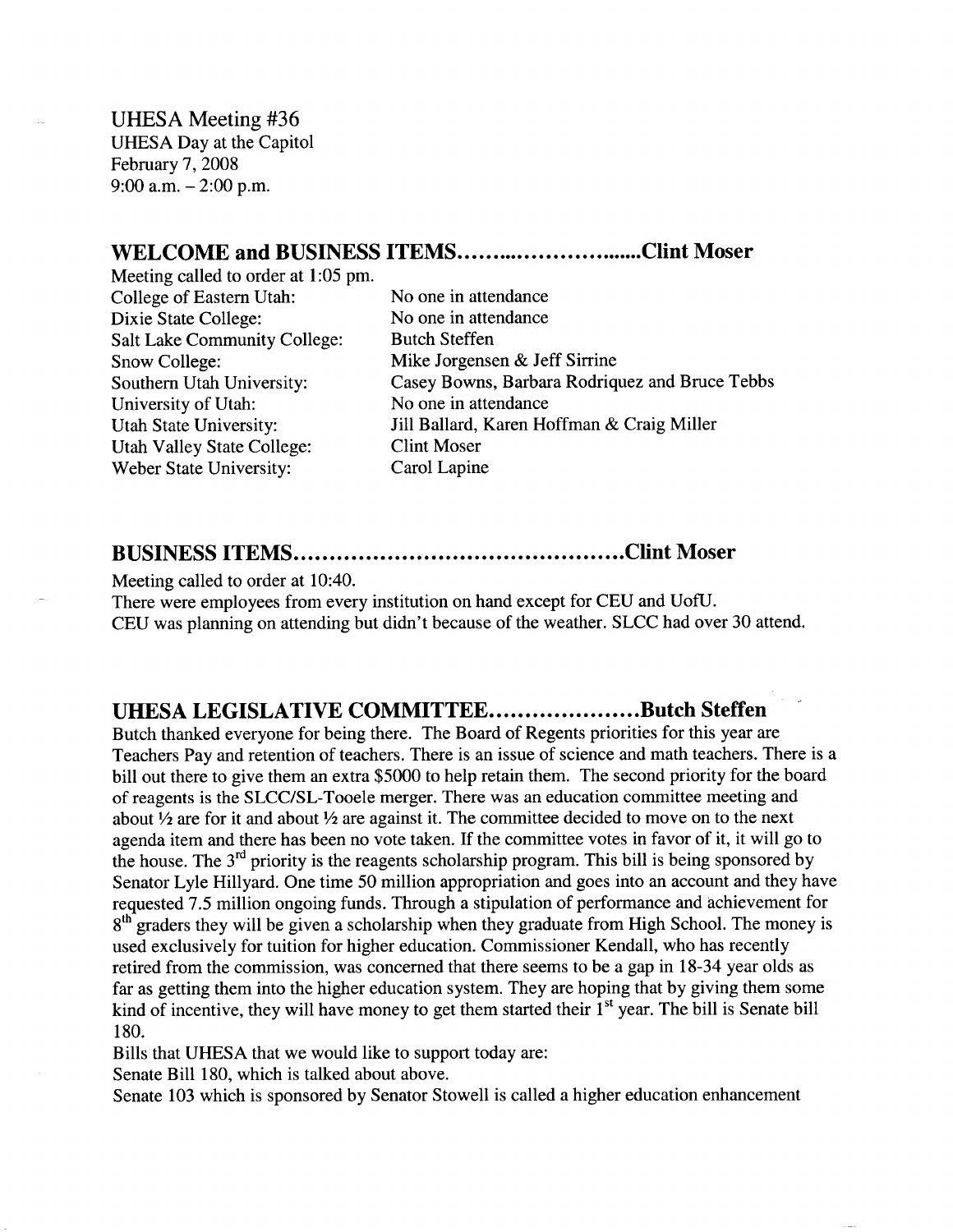UHESA Meeting #36
UHESA Day at the Capitol
February 7, 2008
9:00 a.m. – 2:00 p.m.

## WELCOME and BUSINESS ITEMS……….…………….......Clint Moser

Meeting called to order at 1:05 pm.

| | |
|---|---|
| College of Eastern Utah: | No one in attendance |
| Dixie State College: | No one in attendance |
| Salt Lake Community College: | Butch Steffen |
| Snow College: | Mike Jorgensen & Jeff Sirrine |
| Southern Utah University: | Casey Bowns, Barbara Rodriquez and Bruce Tebbs |
| University of Utah: | No one in attendance |
| Utah State University: | Jill Ballard, Karen Hoffman & Craig Miller |
| Utah Valley State College: | Clint Moser |
| Weber State University: | Carol Lapine |

## BUSINESS ITEMS………………………………………Clint Moser

Meeting called to order at 10:40.
There were employees from every institution on hand except for CEU and UofU.
CEU was planning on attending but didn't because of the weather. SLCC had over 30 attend.

## UHESA LEGISLATIVE COMMITTEE…………………Butch Steffen

Butch thanked everyone for being there. The Board of Regents priorities for this year are Teachers Pay and retention of teachers. There is an issue of science and math teachers. There is a bill out there to give them an extra $5000 to help retain them. The second priority for the board of reagents is the SLCC/SL-Tooele merger. There was an education committee meeting and about ½ are for it and about ½ are against it. The committee decided to move on to the next agenda item and there has been no vote taken. If the committee votes in favor of it, it will go to the house. The 3rd priority is the reagents scholarship program. This bill is being sponsored by Senator Lyle Hillyard. One time 50 million appropriation and goes into an account and they have requested 7.5 million ongoing funds. Through a stipulation of performance and achievement for 8th graders they will be given a scholarship when they graduate from High School. The money is used exclusively for tuition for higher education. Commissioner Kendall, who has recently retired from the commission, was concerned that there seems to be a gap in 18-34 year olds as far as getting them into the higher education system. They are hoping that by giving them some kind of incentive, they will have money to get them started their 1st year. The bill is Senate bill 180.

Bills that UHESA that we would like to support today are:
Senate Bill 180, which is talked about above.
Senate 103 which is sponsored by Senator Stowell is called a higher education enhancement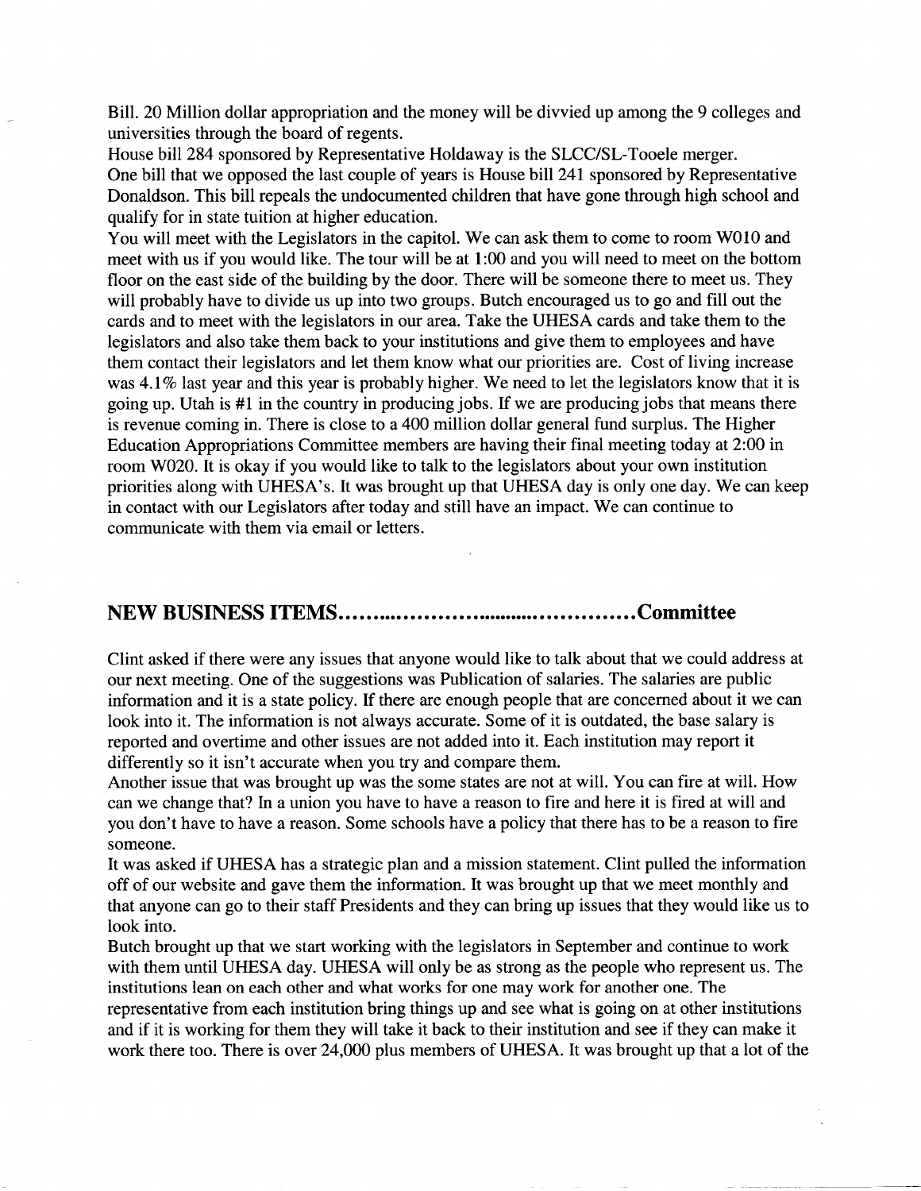Bill. 20 Million dollar appropriation and the money will be divvied up among the 9 colleges and universities through the board of regents.

House bill 284 sponsored by Representative Holdaway is the SLCC/SL-Tooele merger.

One bill that we opposed the last couple of years is House bill 241 sponsored by Representative Donaldson. This bill repeals the undocumented children that have gone through high school and qualify for in state tuition at higher education.

You will meet with the Legislators in the capitol. We can ask them to come to room W010 and meet with us if you would like. The tour will be at 1:00 and you will need to meet on the bottom floor on the east side of the building by the door. There will be someone there to meet us. They will probably have to divide us up into two groups. Butch encouraged us to go and fill out the cards and to meet with the legislators in our area. Take the UHESA cards and take them to the legislators and also take them back to your institutions and give them to employees and have them contact their legislators and let them know what our priorities are. Cost of living increase was 4.1% last year and this year is probably higher. We need to let the legislators know that it is going up. Utah is #1 in the country in producing jobs. If we are producing jobs that means there is revenue coming in. There is close to a 400 million dollar general fund surplus. The Higher Education Appropriations Committee members are having their final meeting today at 2:00 in room W020. It is okay if you would like to talk to the legislators about your own institution priorities along with UHESA's. It was brought up that UHESA day is only one day. We can keep in contact with our Legislators after today and still have an impact. We can continue to communicate with them via email or letters.

## NEW BUSINESS ITEMS.........................................Committee

Clint asked if there were any issues that anyone would like to talk about that we could address at our next meeting. One of the suggestions was Publication of salaries. The salaries are public information and it is a state policy. If there are enough people that are concerned about it we can look into it. The information is not always accurate. Some of it is outdated, the base salary is reported and overtime and other issues are not added into it. Each institution may report it differently so it isn't accurate when you try and compare them.

Another issue that was brought up was the some states are not at will. You can fire at will. How can we change that? In a union you have to have a reason to fire and here it is fired at will and you don't have to have a reason. Some schools have a policy that there has to be a reason to fire someone.

It was asked if UHESA has a strategic plan and a mission statement. Clint pulled the information off of our website and gave them the information. It was brought up that we meet monthly and that anyone can go to their staff Presidents and they can bring up issues that they would like us to look into.

Butch brought up that we start working with the legislators in September and continue to work with them until UHESA day. UHESA will only be as strong as the people who represent us. The institutions lean on each other and what works for one may work for another one. The representative from each institution bring things up and see what is going on at other institutions and if it is working for them they will take it back to their institution and see if they can make it work there too. There is over 24,000 plus members of UHESA. It was brought up that a lot of the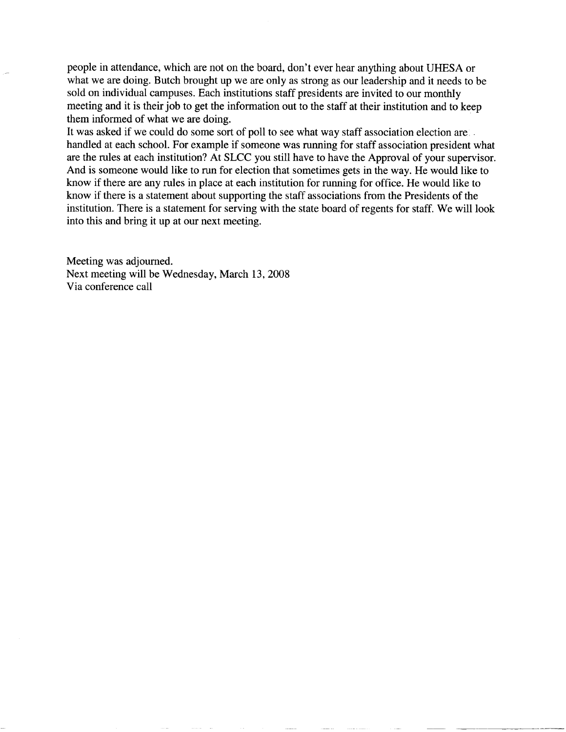people in attendance, which are not on the board, don't ever hear anything about UHESA or what we are doing. Butch brought up we are only as strong as our leadership and it needs to be sold on individual campuses. Each institutions staff presidents are invited to our monthly meeting and it is their job to get the information out to the staff at their institution and to keep them informed of what we are doing.

It was asked if we could do some sort of poll to see what way staff association election are handled at each school. For example if someone was running for staff association president what are the rules at each institution? At SLCC you still have to have the Approval of your supervisor. And is someone would like to run for election that sometimes gets in the way. He would like to know if there are any rules in place at each institution for running for office. He would like to know if there is a statement about supporting the staff associations from the Presidents of the institution. There is a statement for serving with the state board of regents for staff. We will look into this and bring it up at our next meeting.

Meeting was adjourned.
Next meeting will be Wednesday, March 13, 2008
Via conference call